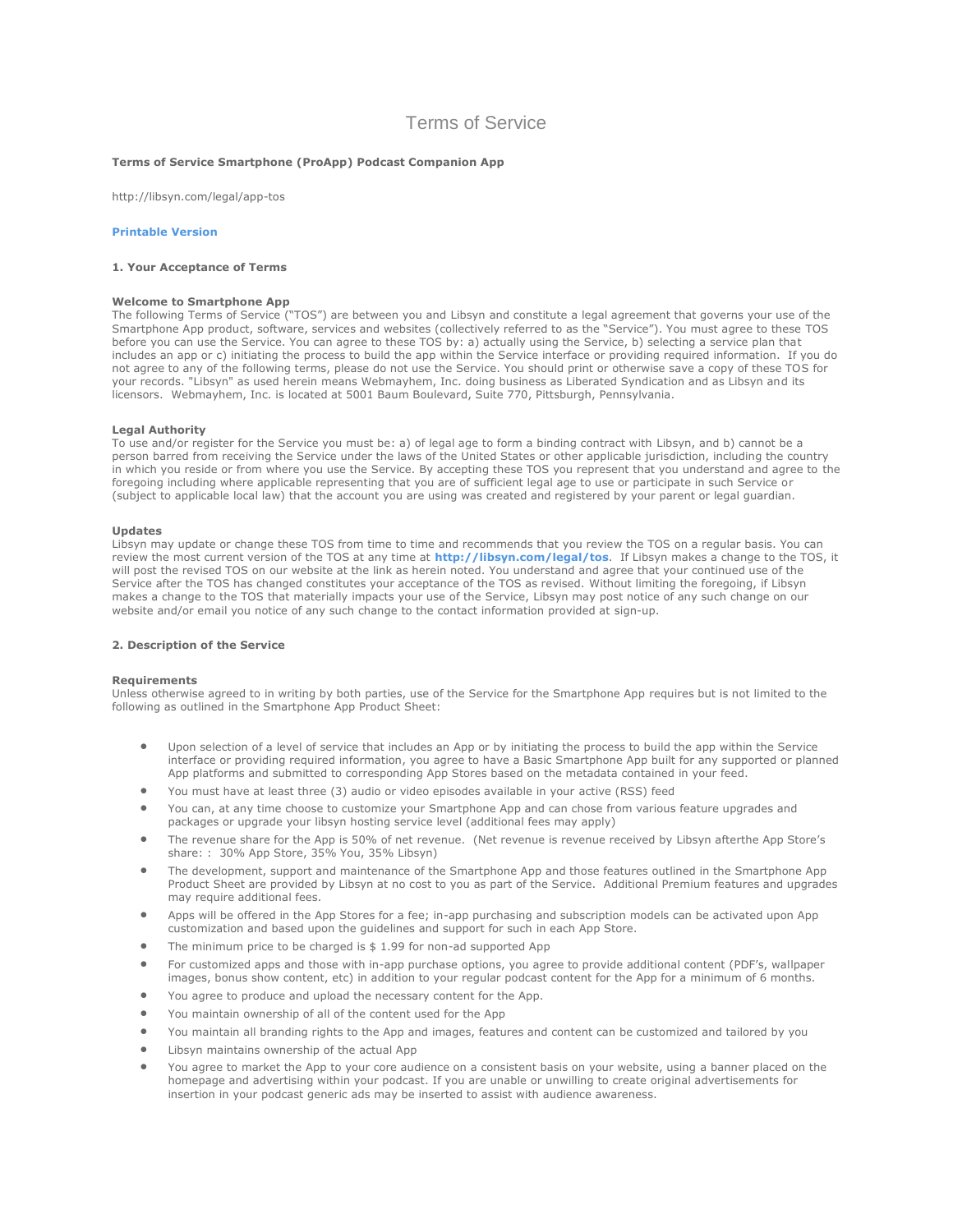# Terms of Service

**Terms of Service Smartphone (ProApp) Podcast Companion App**

http://libsyn.com/legal/app-tos

**Printable Version**

## 1. Your Acceptance of Terms

### Welcome to Smartphone App

The following Terms of Service ("TOS") are between you and Libsyn and constitute a legal agreement that governs your use of the Smartphone App product, software, services and websites (collectively referred to as the "Service"). You must agree to these TOS before you can use the Service. You can agree to these TOS by: a) actually using the Service, b) selecting a service plan that includes an app or c) initiating the process to build the app within the Service interface or providing required information. If you do not agree to any of the following terms, please do not use the Service. You should print or otherwise save a copy of these TOS for your records. "Libsyn" as used herein means Webmayhem, Inc. doing business as Liberated Syndication and as Libsyn and its licensors. Webmayhem, Inc. is located at 5001 Baum Boulevard, Suite 770, Pittsburgh, Pennsylvania.

### Legal Authority

To use and/or register for the Service you must be: a) of legal age to form a binding contract with Libsyn, and b) cannot be a person barred from receiving the Service under the laws of the United States or other applicable jurisdiction, including the country in which you reside or from where you use the Service. By accepting these TOS you represent that you understand and agree to the foregoing including where applicable representing that you are of sufficient legal age to use or participate in such Service or (subject to applicable local law) that the account you are using was created and registered by your parent or legal guardian.

### Updates

Libsyn may update or change these TOS from time to time and recommends that you review the TOS on a regular basis. You can review the most current version of the TOS at any time at **http://libsyn.com/legal/tos**. If Libsyn makes a change to the TOS, it will post the revised TOS on our website at the link as herein noted. You understand and agree that your continued use of the Service after the TOS has changed constitutes your acceptance of the TOS as revised. Without limiting the foregoing, if Libsyn makes a change to the TOS that materially impacts your use of the Service, Libsyn may post notice of any such change on our website and/or email you notice of any such change to the contact information provided at sign-up.

## 2. Description of the Service

### Requirements

Unless otherwise agreed to in writing by both parties, use of the Service for the Smartphone App requires but is not limited to the following as outlined in the Smartphone App Product Sheet:

- Upon selection of a level of service that includes an App or by initiating the process to build the app within the Service interface or providing required information, you agree to have a Basic Smartphone App built for any supported or planned App platforms and submitted to corresponding App Stores based on the metadata contained in your feed.
- You must have at least three (3) audio or video episodes available in your active (RSS) feed
- You can, at any time choose to customize your Smartphone App and can chose from various feature upgrades and packages or upgrade your libsyn hosting service level (additional fees may apply)
- The revenue share for the App is 50% of net revenue. (Net revenue is revenue received by Libsyn afterthe App Store's share: : 30% App Store, 35% You, 35% Libsyn)
- The development, support and maintenance of the Smartphone App and those features outlined in the Smartphone App Product Sheet are provided by Libsyn at no cost to you as part of the Service. Additional Premium features and upgrades may require additional fees.
- Apps will be offered in the App Stores for a fee; in-app purchasing and subscription models can be activated upon App customization and based upon the guidelines and support for such in each App Store.
- The minimum price to be charged is $ 1.99 for non-ad supported App
- For customized apps and those with in-app purchase options, you agree to provide additional content (PDF's, wallpaper images, bonus show content, etc) in addition to your regular podcast content for the App for a minimum of 6 months.
- You agree to produce and upload the necessary content for the App.
- You maintain ownership of all of the content used for the App
- You maintain all branding rights to the App and images, features and content can be customized and tailored by you
- Libsyn maintains ownership of the actual App
- You agree to market the App to your core audience on a consistent basis on your website, using a banner placed on the homepage and advertising within your podcast. If you are unable or unwilling to create original advertisements for insertion in your podcast generic ads may be inserted to assist with audience awareness.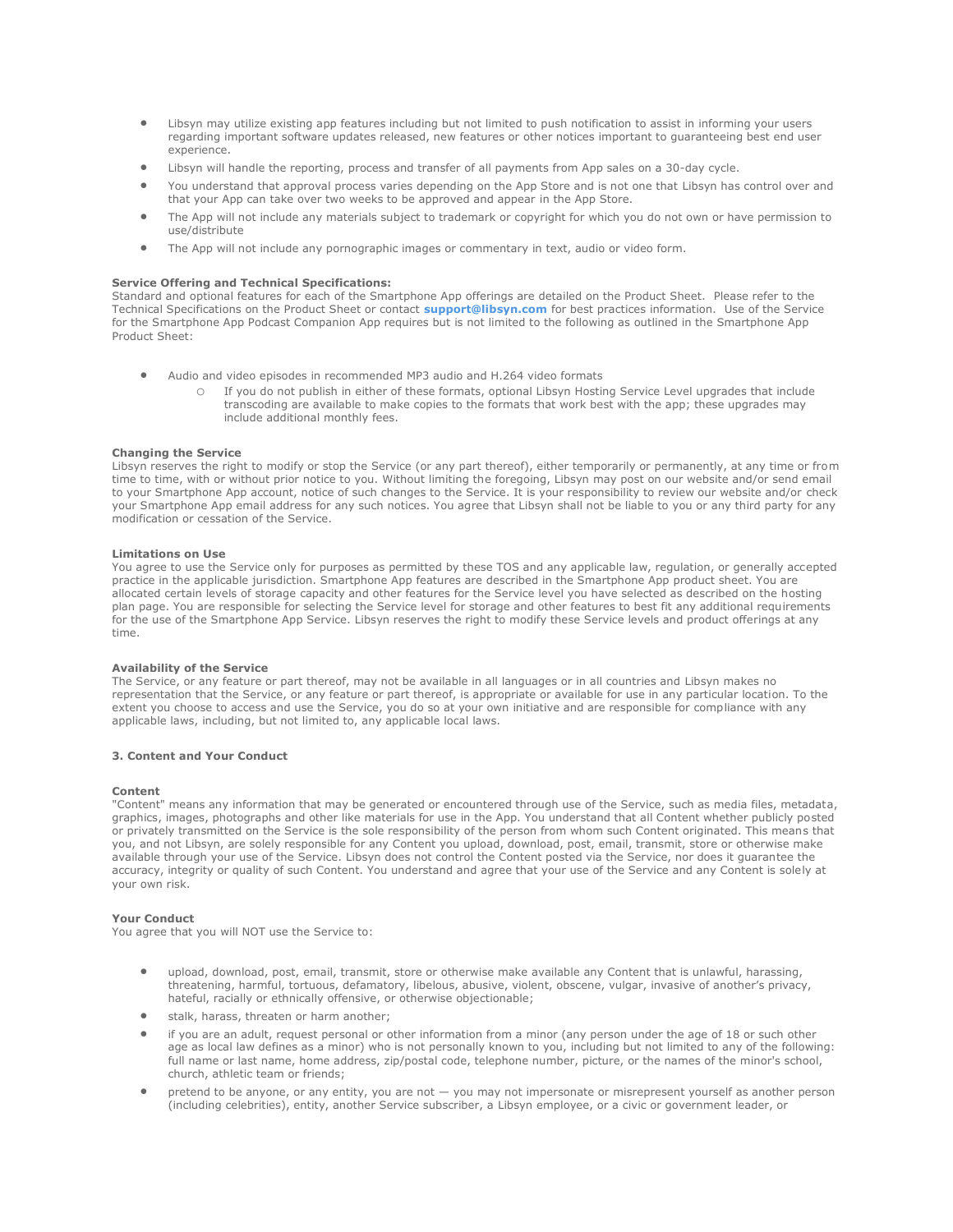- Libsyn may utilize existing app features including but not limited to push notification to assist in informing your users regarding important software updates released, new features or other notices important to guaranteeing best end user experience.
- Libsyn will handle the reporting, process and transfer of all payments from App sales on a 30-day cycle.
- You understand that approval process varies depending on the App Store and is not one that Libsyn has control over and that your App can take over two weeks to be approved and appear in the App Store.
- The App will not include any materials subject to trademark or copyright for which you do not own or have permission to use/distribute
- The App will not include any pornographic images or commentary in text, audio or video form.

**Service Offering and Technical Specifications:**
Standard and optional features for each of the Smartphone App offerings are detailed on the Product Sheet. Please refer to the Technical Specifications on the Product Sheet or contact **support@libsyn.com** for best practices information. Use of the Service for the Smartphone App Podcast Companion App requires but is not limited to the following as outlined in the Smartphone App Product Sheet:

- Audio and video episodes in recommended MP3 audio and H.264 video formats
  - If you do not publish in either of these formats, optional Libsyn Hosting Service Level upgrades that include transcoding are available to make copies to the formats that work best with the app; these upgrades may include additional monthly fees.

**Changing the Service**
Libsyn reserves the right to modify or stop the Service (or any part thereof), either temporarily or permanently, at any time or from time to time, with or without prior notice to you. Without limiting the foregoing, Libsyn may post on our website and/or send email to your Smartphone App account, notice of such changes to the Service. It is your responsibility to review our website and/or check your Smartphone App email address for any such notices. You agree that Libsyn shall not be liable to you or any third party for any modification or cessation of the Service.

**Limitations on Use**
You agree to use the Service only for purposes as permitted by these TOS and any applicable law, regulation, or generally accepted practice in the applicable jurisdiction. Smartphone App features are described in the Smartphone App product sheet. You are allocated certain levels of storage capacity and other features for the Service level you have selected as described on the hosting plan page. You are responsible for selecting the Service level for storage and other features to best fit any additional requirements for the use of the Smartphone App Service. Libsyn reserves the right to modify these Service levels and product offerings at any time.

**Availability of the Service**
The Service, or any feature or part thereof, may not be available in all languages or in all countries and Libsyn makes no representation that the Service, or any feature or part thereof, is appropriate or available for use in any particular location. To the extent you choose to access and use the Service, you do so at your own initiative and are responsible for compliance with any applicable laws, including, but not limited to, any applicable local laws.

**3. Content and Your Conduct**

**Content**
"Content" means any information that may be generated or encountered through use of the Service, such as media files, metadata, graphics, images, photographs and other like materials for use in the App. You understand that all Content whether publicly posted or privately transmitted on the Service is the sole responsibility of the person from whom such Content originated. This means that you, and not Libsyn, are solely responsible for any Content you upload, download, post, email, transmit, store or otherwise make available through your use of the Service. Libsyn does not control the Content posted via the Service, nor does it guarantee the accuracy, integrity or quality of such Content. You understand and agree that your use of the Service and any Content is solely at your own risk.

**Your Conduct**
You agree that you will NOT use the Service to:

- upload, download, post, email, transmit, store or otherwise make available any Content that is unlawful, harassing, threatening, harmful, tortuous, defamatory, libelous, abusive, violent, obscene, vulgar, invasive of another's privacy, hateful, racially or ethnically offensive, or otherwise objectionable;
- stalk, harass, threaten or harm another;
- if you are an adult, request personal or other information from a minor (any person under the age of 18 or such other age as local law defines as a minor) who is not personally known to you, including but not limited to any of the following: full name or last name, home address, zip/postal code, telephone number, picture, or the names of the minor's school, church, athletic team or friends;
- pretend to be anyone, or any entity, you are not — you may not impersonate or misrepresent yourself as another person (including celebrities), entity, another Service subscriber, a Libsyn employee, or a civic or government leader, or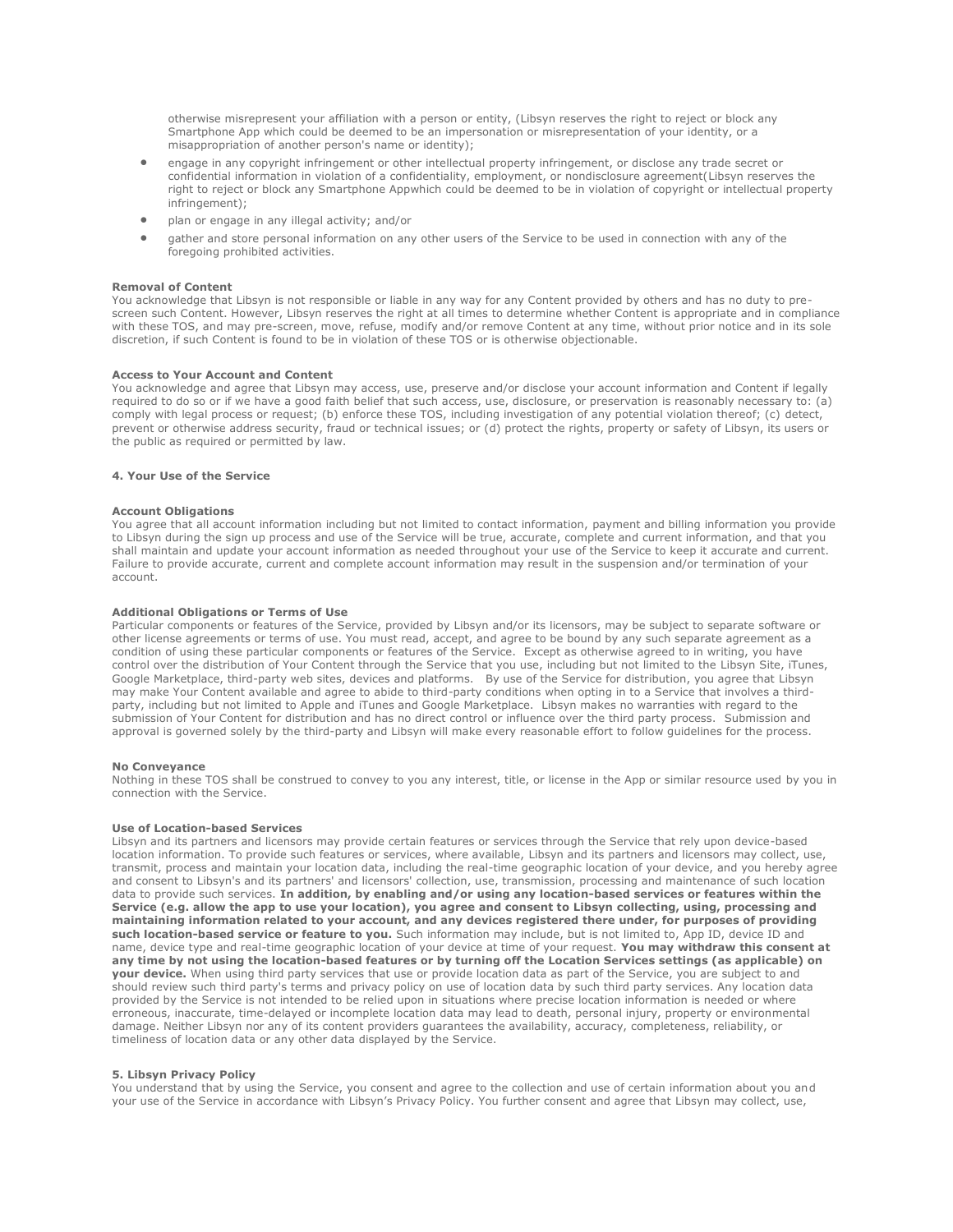otherwise misrepresent your affiliation with a person or entity, (Libsyn reserves the right to reject or block any Smartphone App which could be deemed to be an impersonation or misrepresentation of your identity, or a misappropriation of another person's name or identity);

- engage in any copyright infringement or other intellectual property infringement, or disclose any trade secret or confidential information in violation of a confidentiality, employment, or nondisclosure agreement(Libsyn reserves the right to reject or block any Smartphone Appwhich could be deemed to be in violation of copyright or intellectual property infringement);
- plan or engage in any illegal activity; and/or
- gather and store personal information on any other users of the Service to be used in connection with any of the foregoing prohibited activities.

**Removal of Content**
You acknowledge that Libsyn is not responsible or liable in any way for any Content provided by others and has no duty to pre-screen such Content. However, Libsyn reserves the right at all times to determine whether Content is appropriate and in compliance with these TOS, and may pre-screen, move, refuse, modify and/or remove Content at any time, without prior notice and in its sole discretion, if such Content is found to be in violation of these TOS or is otherwise objectionable.

**Access to Your Account and Content**
You acknowledge and agree that Libsyn may access, use, preserve and/or disclose your account information and Content if legally required to do so or if we have a good faith belief that such access, use, disclosure, or preservation is reasonably necessary to: (a) comply with legal process or request; (b) enforce these TOS, including investigation of any potential violation thereof; (c) detect, prevent or otherwise address security, fraud or technical issues; or (d) protect the rights, property or safety of Libsyn, its users or the public as required or permitted by law.

**4. Your Use of the Service**

**Account Obligations**
You agree that all account information including but not limited to contact information, payment and billing information you provide to Libsyn during the sign up process and use of the Service will be true, accurate, complete and current information, and that you shall maintain and update your account information as needed throughout your use of the Service to keep it accurate and current. Failure to provide accurate, current and complete account information may result in the suspension and/or termination of your account.

**Additional Obligations or Terms of Use**
Particular components or features of the Service, provided by Libsyn and/or its licensors, may be subject to separate software or other license agreements or terms of use. You must read, accept, and agree to be bound by any such separate agreement as a condition of using these particular components or features of the Service. Except as otherwise agreed to in writing, you have control over the distribution of Your Content through the Service that you use, including but not limited to the Libsyn Site, iTunes, Google Marketplace, third-party web sites, devices and platforms. By use of the Service for distribution, you agree that Libsyn may make Your Content available and agree to abide to third-party conditions when opting in to a Service that involves a third-party, including but not limited to Apple and iTunes and Google Marketplace. Libsyn makes no warranties with regard to the submission of Your Content for distribution and has no direct control or influence over the third party process. Submission and approval is governed solely by the third-party and Libsyn will make every reasonable effort to follow guidelines for the process.

**No Conveyance**
Nothing in these TOS shall be construed to convey to you any interest, title, or license in the App or similar resource used by you in connection with the Service.

**Use of Location-based Services**
Libsyn and its partners and licensors may provide certain features or services through the Service that rely upon device-based location information. To provide such features or services, where available, Libsyn and its partners and licensors may collect, use, transmit, process and maintain your location data, including the real-time geographic location of your device, and you hereby agree and consent to Libsyn's and its partners' and licensors' collection, use, transmission, processing and maintenance of such location data to provide such services. **In addition, by enabling and/or using any location-based services or features within the Service (e.g. allow the app to use your location), you agree and consent to Libsyn collecting, using, processing and maintaining information related to your account, and any devices registered there under, for purposes of providing such location-based service or feature to you.** Such information may include, but is not limited to, App ID, device ID and name, device type and real-time geographic location of your device at time of your request. **You may withdraw this consent at any time by not using the location-based features or by turning off the Location Services settings (as applicable) on your device.** When using third party services that use or provide location data as part of the Service, you are subject to and should review such third party's terms and privacy policy on use of location data by such third party services. Any location data provided by the Service is not intended to be relied upon in situations where precise location information is needed or where erroneous, inaccurate, time-delayed or incomplete location data may lead to death, personal injury, property or environmental damage. Neither Libsyn nor any of its content providers guarantees the availability, accuracy, completeness, reliability, or timeliness of location data or any other data displayed by the Service.

**5. Libsyn Privacy Policy**
You understand that by using the Service, you consent and agree to the collection and use of certain information about you and your use of the Service in accordance with Libsyn's Privacy Policy. You further consent and agree that Libsyn may collect, use,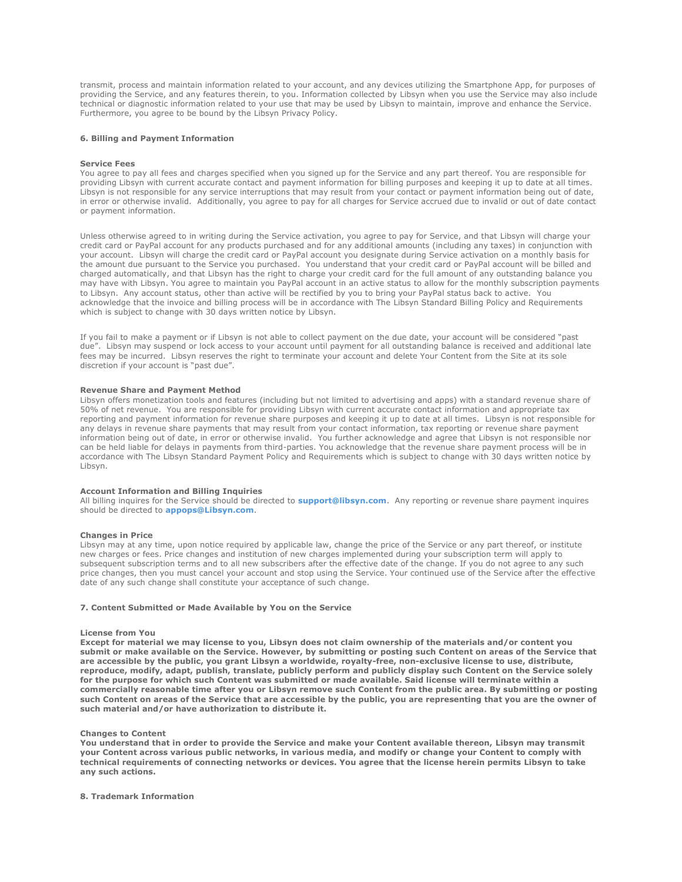transmit, process and maintain information related to your account, and any devices utilizing the Smartphone App, for purposes of providing the Service, and any features therein, to you. Information collected by Libsyn when you use the Service may also include technical or diagnostic information related to your use that may be used by Libsyn to maintain, improve and enhance the Service. Furthermore, you agree to be bound by the Libsyn Privacy Policy.

**6. Billing and Payment Information**

**Service Fees**
You agree to pay all fees and charges specified when you signed up for the Service and any part thereof. You are responsible for providing Libsyn with current accurate contact and payment information for billing purposes and keeping it up to date at all times. Libsyn is not responsible for any service interruptions that may result from your contact or payment information being out of date, in error or otherwise invalid. Additionally, you agree to pay for all charges for Service accrued due to invalid or out of date contact or payment information.

Unless otherwise agreed to in writing during the Service activation, you agree to pay for Service, and that Libsyn will charge your credit card or PayPal account for any products purchased and for any additional amounts (including any taxes) in conjunction with your account. Libsyn will charge the credit card or PayPal account you designate during Service activation on a monthly basis for the amount due pursuant to the Service you purchased. You understand that your credit card or PayPal account will be billed and charged automatically, and that Libsyn has the right to charge your credit card for the full amount of any outstanding balance you may have with Libsyn. You agree to maintain you PayPal account in an active status to allow for the monthly subscription payments to Libsyn. Any account status, other than active will be rectified by you to bring your PayPal status back to active. You acknowledge that the invoice and billing process will be in accordance with The Libsyn Standard Billing Policy and Requirements which is subject to change with 30 days written notice by Libsyn.

If you fail to make a payment or if Libsyn is not able to collect payment on the due date, your account will be considered "past due". Libsyn may suspend or lock access to your account until payment for all outstanding balance is received and additional late fees may be incurred. Libsyn reserves the right to terminate your account and delete Your Content from the Site at its sole discretion if your account is "past due".

**Revenue Share and Payment Method**
Libsyn offers monetization tools and features (including but not limited to advertising and apps) with a standard revenue share of 50% of net revenue. You are responsible for providing Libsyn with current accurate contact information and appropriate tax reporting and payment information for revenue share purposes and keeping it up to date at all times. Libsyn is not responsible for any delays in revenue share payments that may result from your contact information, tax reporting or revenue share payment information being out of date, in error or otherwise invalid. You further acknowledge and agree that Libsyn is not responsible nor can be held liable for delays in payments from third-parties. You acknowledge that the revenue share payment process will be in accordance with The Libsyn Standard Payment Policy and Requirements which is subject to change with 30 days written notice by Libsyn.

**Account Information and Billing Inquiries**
All billing inquires for the Service should be directed to **support@libsyn.com**. Any reporting or revenue share payment inquires should be directed to **appops@Libsyn.com**.

**Changes in Price**
Libsyn may at any time, upon notice required by applicable law, change the price of the Service or any part thereof, or institute new charges or fees. Price changes and institution of new charges implemented during your subscription term will apply to subsequent subscription terms and to all new subscribers after the effective date of the change. If you do not agree to any such price changes, then you must cancel your account and stop using the Service. Your continued use of the Service after the effective date of any such change shall constitute your acceptance of such change.

**7. Content Submitted or Made Available by You on the Service**

**License from You**
**Except for material we may license to you, Libsyn does not claim ownership of the materials and/or content you submit or make available on the Service. However, by submitting or posting such Content on areas of the Service that are accessible by the public, you grant Libsyn a worldwide, royalty-free, non-exclusive license to use, distribute, reproduce, modify, adapt, publish, translate, publicly perform and publicly display such Content on the Service solely for the purpose for which such Content was submitted or made available. Said license will terminate within a commercially reasonable time after you or Libsyn remove such Content from the public area. By submitting or posting such Content on areas of the Service that are accessible by the public, you are representing that you are the owner of such material and/or have authorization to distribute it.**

**Changes to Content**
**You understand that in order to provide the Service and make your Content available thereon, Libsyn may transmit your Content across various public networks, in various media, and modify or change your Content to comply with technical requirements of connecting networks or devices. You agree that the license herein permits Libsyn to take any such actions.**

**8. Trademark Information**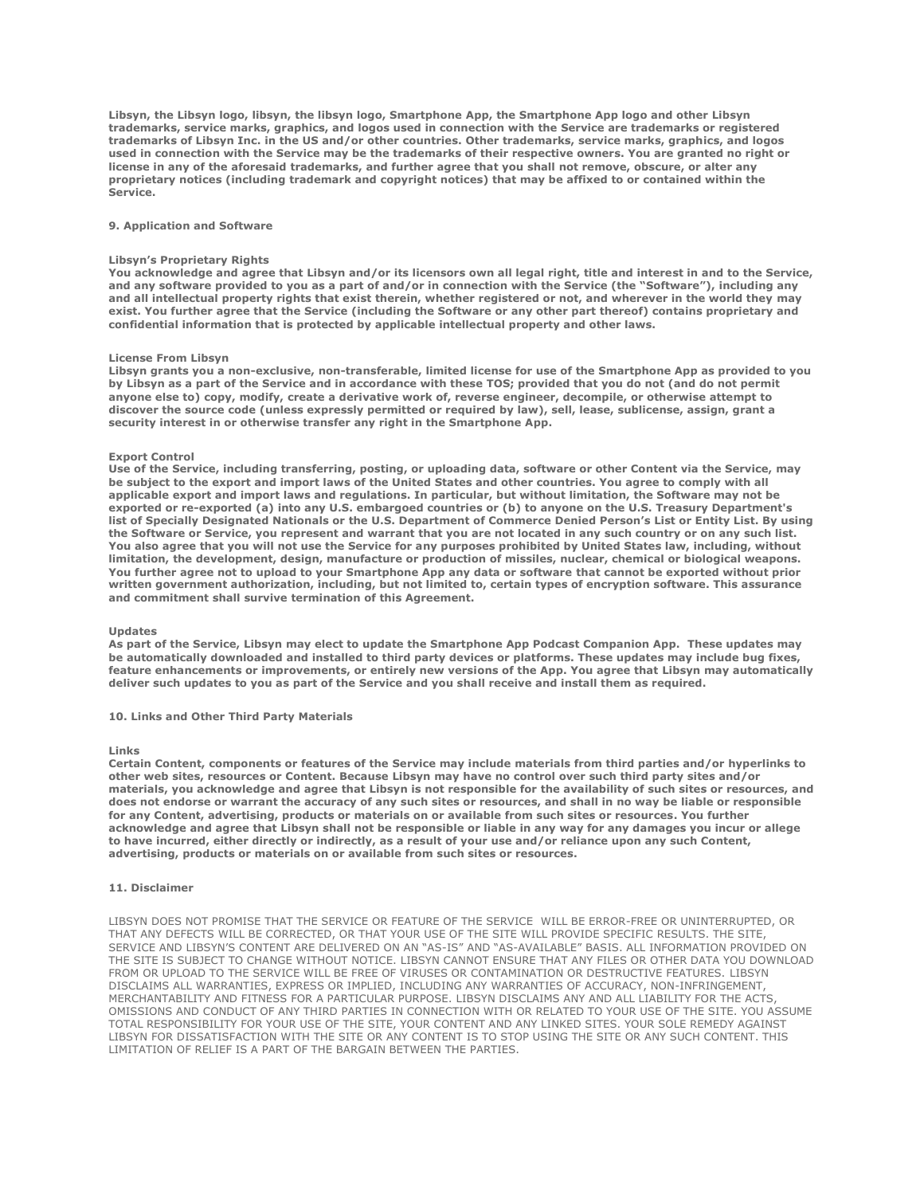**Libsyn, the Libsyn logo, libsyn, the libsyn logo, Smartphone App, the Smartphone App logo and other Libsyn trademarks, service marks, graphics, and logos used in connection with the Service are trademarks or registered trademarks of Libsyn Inc. in the US and/or other countries. Other trademarks, service marks, graphics, and logos used in connection with the Service may be the trademarks of their respective owners. You are granted no right or license in any of the aforesaid trademarks, and further agree that you shall not remove, obscure, or alter any proprietary notices (including trademark and copyright notices) that may be affixed to or contained within the Service.**

## 9. Application and Software

### Libsyn's Proprietary Rights

**You acknowledge and agree that Libsyn and/or its licensors own all legal right, title and interest in and to the Service, and any software provided to you as a part of and/or in connection with the Service (the "Software"), including any and all intellectual property rights that exist therein, whether registered or not, and wherever in the world they may exist. You further agree that the Service (including the Software or any other part thereof) contains proprietary and confidential information that is protected by applicable intellectual property and other laws.**

### License From Libsyn

**Libsyn grants you a non-exclusive, non-transferable, limited license for use of the Smartphone App as provided to you by Libsyn as a part of the Service and in accordance with these TOS; provided that you do not (and do not permit anyone else to) copy, modify, create a derivative work of, reverse engineer, decompile, or otherwise attempt to discover the source code (unless expressly permitted or required by law), sell, lease, sublicense, assign, grant a security interest in or otherwise transfer any right in the Smartphone App.**

### Export Control

**Use of the Service, including transferring, posting, or uploading data, software or other Content via the Service, may be subject to the export and import laws of the United States and other countries. You agree to comply with all applicable export and import laws and regulations. In particular, but without limitation, the Software may not be exported or re-exported (a) into any U.S. embargoed countries or (b) to anyone on the U.S. Treasury Department's list of Specially Designated Nationals or the U.S. Department of Commerce Denied Person's List or Entity List. By using the Software or Service, you represent and warrant that you are not located in any such country or on any such list. You also agree that you will not use the Service for any purposes prohibited by United States law, including, without limitation, the development, design, manufacture or production of missiles, nuclear, chemical or biological weapons. You further agree not to upload to your Smartphone App any data or software that cannot be exported without prior written government authorization, including, but not limited to, certain types of encryption software. This assurance and commitment shall survive termination of this Agreement.**

### Updates

**As part of the Service, Libsyn may elect to update the Smartphone App Podcast Companion App. These updates may be automatically downloaded and installed to third party devices or platforms. These updates may include bug fixes, feature enhancements or improvements, or entirely new versions of the App. You agree that Libsyn may automatically deliver such updates to you as part of the Service and you shall receive and install them as required.**

## 10. Links and Other Third Party Materials

### Links

**Certain Content, components or features of the Service may include materials from third parties and/or hyperlinks to other web sites, resources or Content. Because Libsyn may have no control over such third party sites and/or materials, you acknowledge and agree that Libsyn is not responsible for the availability of such sites or resources, and does not endorse or warrant the accuracy of any such sites or resources, and shall in no way be liable or responsible for any Content, advertising, products or materials on or available from such sites or resources. You further acknowledge and agree that Libsyn shall not be responsible or liable in any way for any damages you incur or allege to have incurred, either directly or indirectly, as a result of your use and/or reliance upon any such Content, advertising, products or materials on or available from such sites or resources.**

## 11. Disclaimer

LIBSYN DOES NOT PROMISE THAT THE SERVICE OR FEATURE OF THE SERVICE WILL BE ERROR-FREE OR UNINTERRUPTED, OR THAT ANY DEFECTS WILL BE CORRECTED, OR THAT YOUR USE OF THE SITE WILL PROVIDE SPECIFIC RESULTS. THE SITE, SERVICE AND LIBSYN'S CONTENT ARE DELIVERED ON AN "AS-IS" AND "AS-AVAILABLE" BASIS. ALL INFORMATION PROVIDED ON THE SITE IS SUBJECT TO CHANGE WITHOUT NOTICE. LIBSYN CANNOT ENSURE THAT ANY FILES OR OTHER DATA YOU DOWNLOAD FROM OR UPLOAD TO THE SERVICE WILL BE FREE OF VIRUSES OR CONTAMINATION OR DESTRUCTIVE FEATURES. LIBSYN DISCLAIMS ALL WARRANTIES, EXPRESS OR IMPLIED, INCLUDING ANY WARRANTIES OF ACCURACY, NON-INFRINGEMENT, MERCHANTABILITY AND FITNESS FOR A PARTICULAR PURPOSE. LIBSYN DISCLAIMS ANY AND ALL LIABILITY FOR THE ACTS, OMISSIONS AND CONDUCT OF ANY THIRD PARTIES IN CONNECTION WITH OR RELATED TO YOUR USE OF THE SITE. YOU ASSUME TOTAL RESPONSIBILITY FOR YOUR USE OF THE SITE, YOUR CONTENT AND ANY LINKED SITES. YOUR SOLE REMEDY AGAINST LIBSYN FOR DISSATISFACTION WITH THE SITE OR ANY CONTENT IS TO STOP USING THE SITE OR ANY SUCH CONTENT. THIS LIMITATION OF RELIEF IS A PART OF THE BARGAIN BETWEEN THE PARTIES.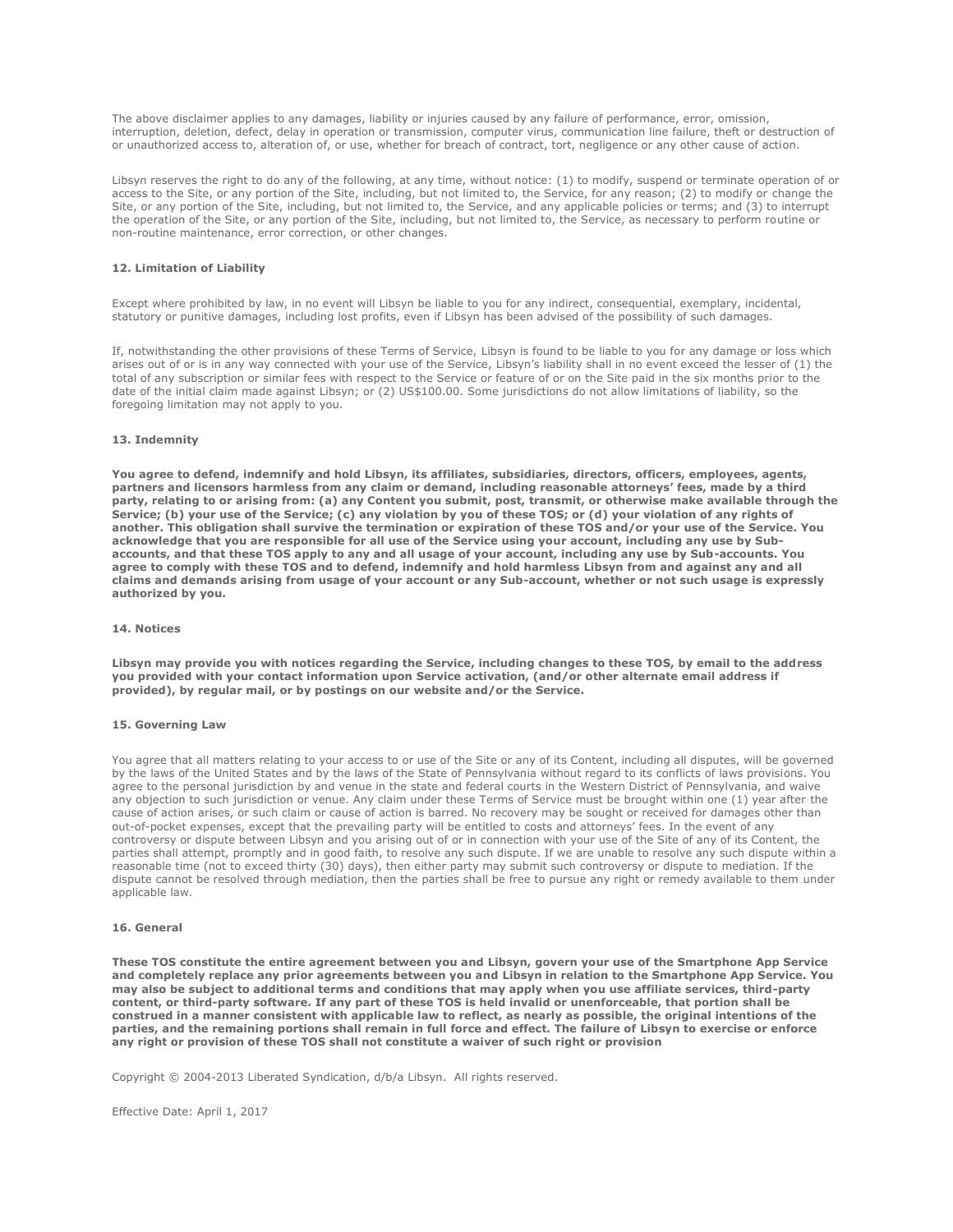The above disclaimer applies to any damages, liability or injuries caused by any failure of performance, error, omission, interruption, deletion, defect, delay in operation or transmission, computer virus, communication line failure, theft or destruction of or unauthorized access to, alteration of, or use, whether for breach of contract, tort, negligence or any other cause of action.

Libsyn reserves the right to do any of the following, at any time, without notice: (1) to modify, suspend or terminate operation of or access to the Site, or any portion of the Site, including, but not limited to, the Service, for any reason; (2) to modify or change the Site, or any portion of the Site, including, but not limited to, the Service, and any applicable policies or terms; and (3) to interrupt the operation of the Site, or any portion of the Site, including, but not limited to, the Service, as necessary to perform routine or non-routine maintenance, error correction, or other changes.

### 12. Limitation of Liability

Except where prohibited by law, in no event will Libsyn be liable to you for any indirect, consequential, exemplary, incidental, statutory or punitive damages, including lost profits, even if Libsyn has been advised of the possibility of such damages.

If, notwithstanding the other provisions of these Terms of Service, Libsyn is found to be liable to you for any damage or loss which arises out of or is in any way connected with your use of the Service, Libsyn's liability shall in no event exceed the lesser of (1) the total of any subscription or similar fees with respect to the Service or feature of or on the Site paid in the six months prior to the date of the initial claim made against Libsyn; or (2) US$100.00. Some jurisdictions do not allow limitations of liability, so the foregoing limitation may not apply to you.

### 13. Indemnity

**You agree to defend, indemnify and hold Libsyn, its affiliates, subsidiaries, directors, officers, employees, agents, partners and licensors harmless from any claim or demand, including reasonable attorneys' fees, made by a third party, relating to or arising from: (a) any Content you submit, post, transmit, or otherwise make available through the Service; (b) your use of the Service; (c) any violation by you of these TOS; or (d) your violation of any rights of another. This obligation shall survive the termination or expiration of these TOS and/or your use of the Service. You acknowledge that you are responsible for all use of the Service using your account, including any use by Sub-accounts, and that these TOS apply to any and all usage of your account, including any use by Sub-accounts. You agree to comply with these TOS and to defend, indemnify and hold harmless Libsyn from and against any and all claims and demands arising from usage of your account or any Sub-account, whether or not such usage is expressly authorized by you.**

### 14. Notices

**Libsyn may provide you with notices regarding the Service, including changes to these TOS, by email to the address you provided with your contact information upon Service activation, (and/or other alternate email address if provided), by regular mail, or by postings on our website and/or the Service.**

### 15. Governing Law

You agree that all matters relating to your access to or use of the Site or any of its Content, including all disputes, will be governed by the laws of the United States and by the laws of the State of Pennsylvania without regard to its conflicts of laws provisions. You agree to the personal jurisdiction by and venue in the state and federal courts in the Western District of Pennsylvania, and waive any objection to such jurisdiction or venue. Any claim under these Terms of Service must be brought within one (1) year after the cause of action arises, or such claim or cause of action is barred. No recovery may be sought or received for damages other than out-of-pocket expenses, except that the prevailing party will be entitled to costs and attorneys' fees. In the event of any controversy or dispute between Libsyn and you arising out of or in connection with your use of the Site of any of its Content, the parties shall attempt, promptly and in good faith, to resolve any such dispute. If we are unable to resolve any such dispute within a reasonable time (not to exceed thirty (30) days), then either party may submit such controversy or dispute to mediation. If the dispute cannot be resolved through mediation, then the parties shall be free to pursue any right or remedy available to them under applicable law.

### 16. General

**These TOS constitute the entire agreement between you and Libsyn, govern your use of the Smartphone App Service and completely replace any prior agreements between you and Libsyn in relation to the Smartphone App Service. You may also be subject to additional terms and conditions that may apply when you use affiliate services, third-party content, or third-party software. If any part of these TOS is held invalid or unenforceable, that portion shall be construed in a manner consistent with applicable law to reflect, as nearly as possible, the original intentions of the parties, and the remaining portions shall remain in full force and effect. The failure of Libsyn to exercise or enforce any right or provision of these TOS shall not constitute a waiver of such right or provision**

Copyright © 2004-2013 Liberated Syndication, d/b/a Libsyn. All rights reserved.

Effective Date: April 1, 2017